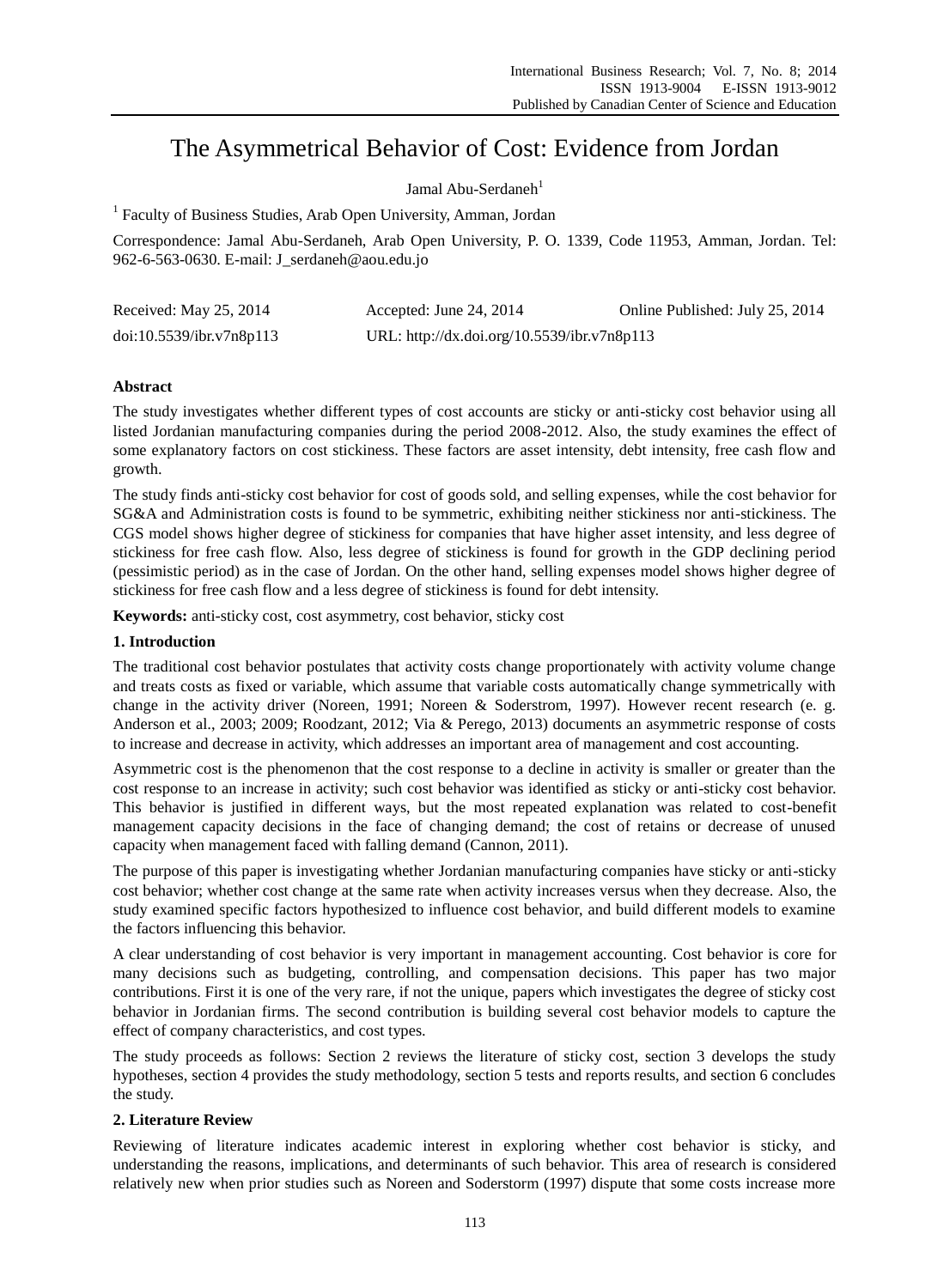# The Asymmetrical Behavior of Cost: Evidence from Jordan

Jamal Abu-Serdaneh[1]

[1] Faculty of Business Studies, Arab Open University, Amman, Jordan

Correspondence: Jamal Abu-Serdaneh, Arab Open University, P. O. 1339, Code 11953, Amman, Jordan. Tel: 962-6-563-0630. E-mail: J_serdaneh@aou.edu.jo

| Received: May 25, 2014 | Accepted: June 24, 2014 | Online Published: July 25, 2014 |
|---|---|---|
| doi:10.5539/ibr.v7n8p113 | URL: http://dx.doi.org/10.5539/ibr.v7n8p113 | |

**Abstract**

The study investigates whether different types of cost accounts are sticky or anti-sticky cost behavior using all listed Jordanian manufacturing companies during the period 2008-2012. Also, the study examines the effect of some explanatory factors on cost stickiness. These factors are asset intensity, debt intensity, free cash flow and growth.

The study finds anti-sticky cost behavior for cost of goods sold, and selling expenses, while the cost behavior for SG&A and Administration costs is found to be symmetric, exhibiting neither stickiness nor anti-stickiness. The CGS model shows higher degree of stickiness for companies that have higher asset intensity, and less degree of stickiness for free cash flow. Also, less degree of stickiness is found for growth in the GDP declining period (pessimistic period) as in the case of Jordan. On the other hand, selling expenses model shows higher degree of stickiness for free cash flow and a less degree of stickiness is found for debt intensity.

**Keywords:** anti-sticky cost, cost asymmetry, cost behavior, sticky cost

## 1. Introduction

The traditional cost behavior postulates that activity costs change proportionately with activity volume change and treats costs as fixed or variable, which assume that variable costs automatically change symmetrically with change in the activity driver (Noreen, 1991; Noreen & Soderstrom, 1997). However recent research (e. g. Anderson et al., 2003; 2009; Roodzant, 2012; Via & Perego, 2013) documents an asymmetric response of costs to increase and decrease in activity, which addresses an important area of management and cost accounting.

Asymmetric cost is the phenomenon that the cost response to a decline in activity is smaller or greater than the cost response to an increase in activity; such cost behavior was identified as sticky or anti-sticky cost behavior. This behavior is justified in different ways, but the most repeated explanation was related to cost-benefit management capacity decisions in the face of changing demand; the cost of retains or decrease of unused capacity when management faced with falling demand (Cannon, 2011).

The purpose of this paper is investigating whether Jordanian manufacturing companies have sticky or anti-sticky cost behavior; whether cost change at the same rate when activity increases versus when they decrease. Also, the study examined specific factors hypothesized to influence cost behavior, and build different models to examine the factors influencing this behavior.

A clear understanding of cost behavior is very important in management accounting. Cost behavior is core for many decisions such as budgeting, controlling, and compensation decisions. This paper has two major contributions. First it is one of the very rare, if not the unique, papers which investigates the degree of sticky cost behavior in Jordanian firms. The second contribution is building several cost behavior models to capture the effect of company characteristics, and cost types.

The study proceeds as follows: Section 2 reviews the literature of sticky cost, section 3 develops the study hypotheses, section 4 provides the study methodology, section 5 tests and reports results, and section 6 concludes the study.

## 2. Literature Review

Reviewing of literature indicates academic interest in exploring whether cost behavior is sticky, and understanding the reasons, implications, and determinants of such behavior. This area of research is considered relatively new when prior studies such as Noreen and Soderstorm (1997) dispute that some costs increase more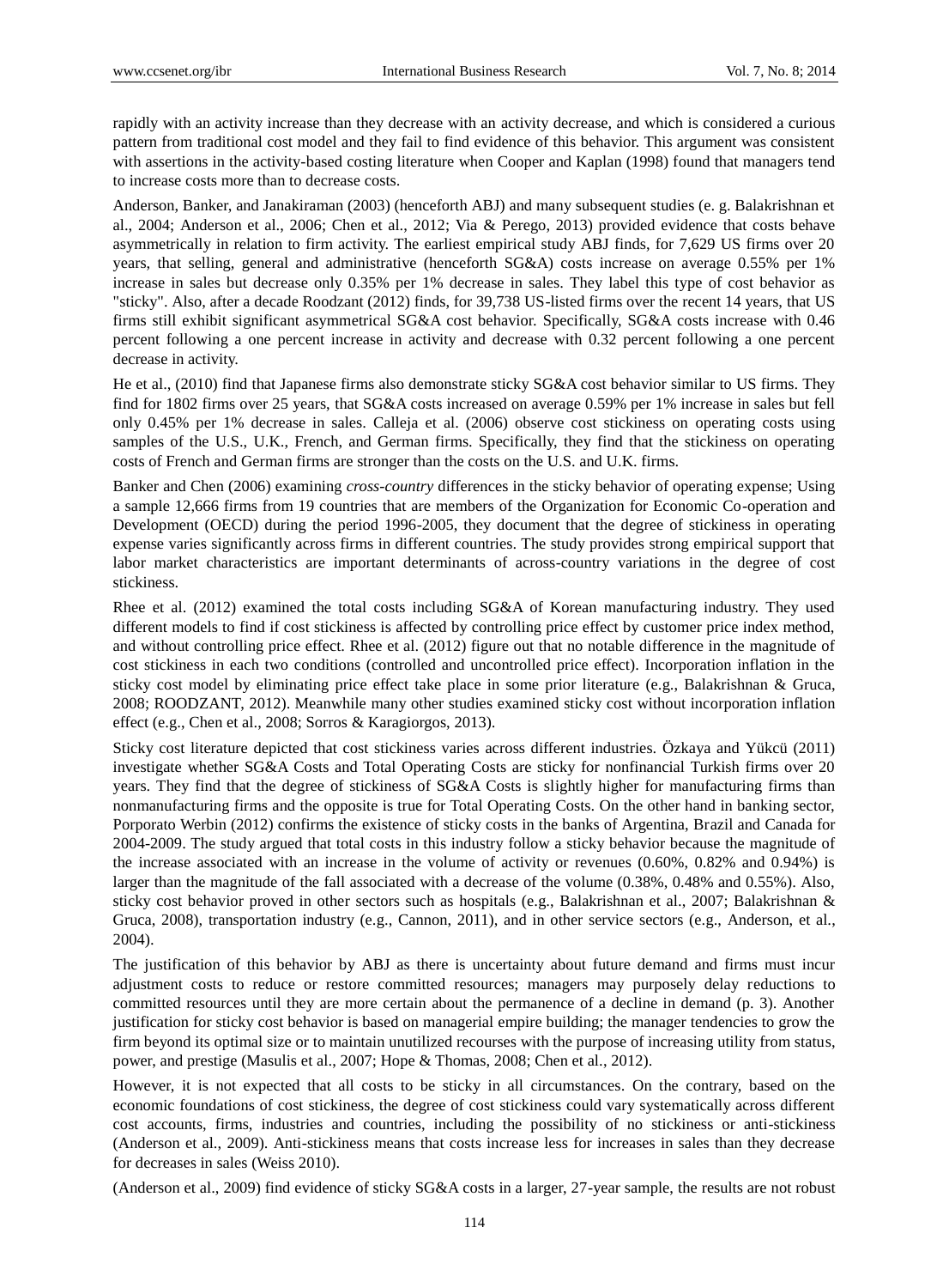rapidly with an activity increase than they decrease with an activity decrease, and which is considered a curious pattern from traditional cost model and they fail to find evidence of this behavior. This argument was consistent with assertions in the activity-based costing literature when Cooper and Kaplan (1998) found that managers tend to increase costs more than to decrease costs.

Anderson, Banker, and Janakiraman (2003) (henceforth ABJ) and many subsequent studies (e. g. Balakrishnan et al., 2004; Anderson et al., 2006; Chen et al., 2012; Via & Perego, 2013) provided evidence that costs behave asymmetrically in relation to firm activity. The earliest empirical study ABJ finds, for 7,629 US firms over 20 years, that selling, general and administrative (henceforth SG&A) costs increase on average 0.55% per 1% increase in sales but decrease only 0.35% per 1% decrease in sales. They label this type of cost behavior as "sticky". Also, after a decade Roodzant (2012) finds, for 39,738 US-listed firms over the recent 14 years, that US firms still exhibit significant asymmetrical SG&A cost behavior. Specifically, SG&A costs increase with 0.46 percent following a one percent increase in activity and decrease with 0.32 percent following a one percent decrease in activity.

He et al., (2010) find that Japanese firms also demonstrate sticky SG&A cost behavior similar to US firms. They find for 1802 firms over 25 years, that SG&A costs increased on average 0.59% per 1% increase in sales but fell only 0.45% per 1% decrease in sales. Calleja et al. (2006) observe cost stickiness on operating costs using samples of the U.S., U.K., French, and German firms. Specifically, they find that the stickiness on operating costs of French and German firms are stronger than the costs on the U.S. and U.K. firms.

Banker and Chen (2006) examining *cross-country* differences in the sticky behavior of operating expense; Using a sample 12,666 firms from 19 countries that are members of the Organization for Economic Co-operation and Development (OECD) during the period 1996-2005, they document that the degree of stickiness in operating expense varies significantly across firms in different countries. The study provides strong empirical support that labor market characteristics are important determinants of across-country variations in the degree of cost stickiness.

Rhee et al. (2012) examined the total costs including SG&A of Korean manufacturing industry. They used different models to find if cost stickiness is affected by controlling price effect by customer price index method, and without controlling price effect. Rhee et al. (2012) figure out that no notable difference in the magnitude of cost stickiness in each two conditions (controlled and uncontrolled price effect). Incorporation inflation in the sticky cost model by eliminating price effect take place in some prior literature (e.g., Balakrishnan & Gruca, 2008; ROODZANT, 2012). Meanwhile many other studies examined sticky cost without incorporation inflation effect (e.g., Chen et al., 2008; Sorros & Karagiorgos, 2013).

Sticky cost literature depicted that cost stickiness varies across different industries. Özkaya and Yükcü (2011) investigate whether SG&A Costs and Total Operating Costs are sticky for nonfinancial Turkish firms over 20 years. They find that the degree of stickiness of SG&A Costs is slightly higher for manufacturing firms than nonmanufacturing firms and the opposite is true for Total Operating Costs. On the other hand in banking sector, Porporato Werbin (2012) confirms the existence of sticky costs in the banks of Argentina, Brazil and Canada for 2004-2009. The study argued that total costs in this industry follow a sticky behavior because the magnitude of the increase associated with an increase in the volume of activity or revenues (0.60%, 0.82% and 0.94%) is larger than the magnitude of the fall associated with a decrease of the volume (0.38%, 0.48% and 0.55%). Also, sticky cost behavior proved in other sectors such as hospitals (e.g., Balakrishnan et al., 2007; Balakrishnan & Gruca, 2008), transportation industry (e.g., Cannon, 2011), and in other service sectors (e.g., Anderson, et al., 2004).

The justification of this behavior by ABJ as there is uncertainty about future demand and firms must incur adjustment costs to reduce or restore committed resources; managers may purposely delay reductions to committed resources until they are more certain about the permanence of a decline in demand (p. 3). Another justification for sticky cost behavior is based on managerial empire building; the manager tendencies to grow the firm beyond its optimal size or to maintain unutilized recourses with the purpose of increasing utility from status, power, and prestige (Masulis et al., 2007; Hope & Thomas, 2008; Chen et al., 2012).

However, it is not expected that all costs to be sticky in all circumstances. On the contrary, based on the economic foundations of cost stickiness, the degree of cost stickiness could vary systematically across different cost accounts, firms, industries and countries, including the possibility of no stickiness or anti-stickiness (Anderson et al., 2009). Anti-stickiness means that costs increase less for increases in sales than they decrease for decreases in sales (Weiss 2010).

(Anderson et al., 2009) find evidence of sticky SG&A costs in a larger, 27-year sample, the results are not robust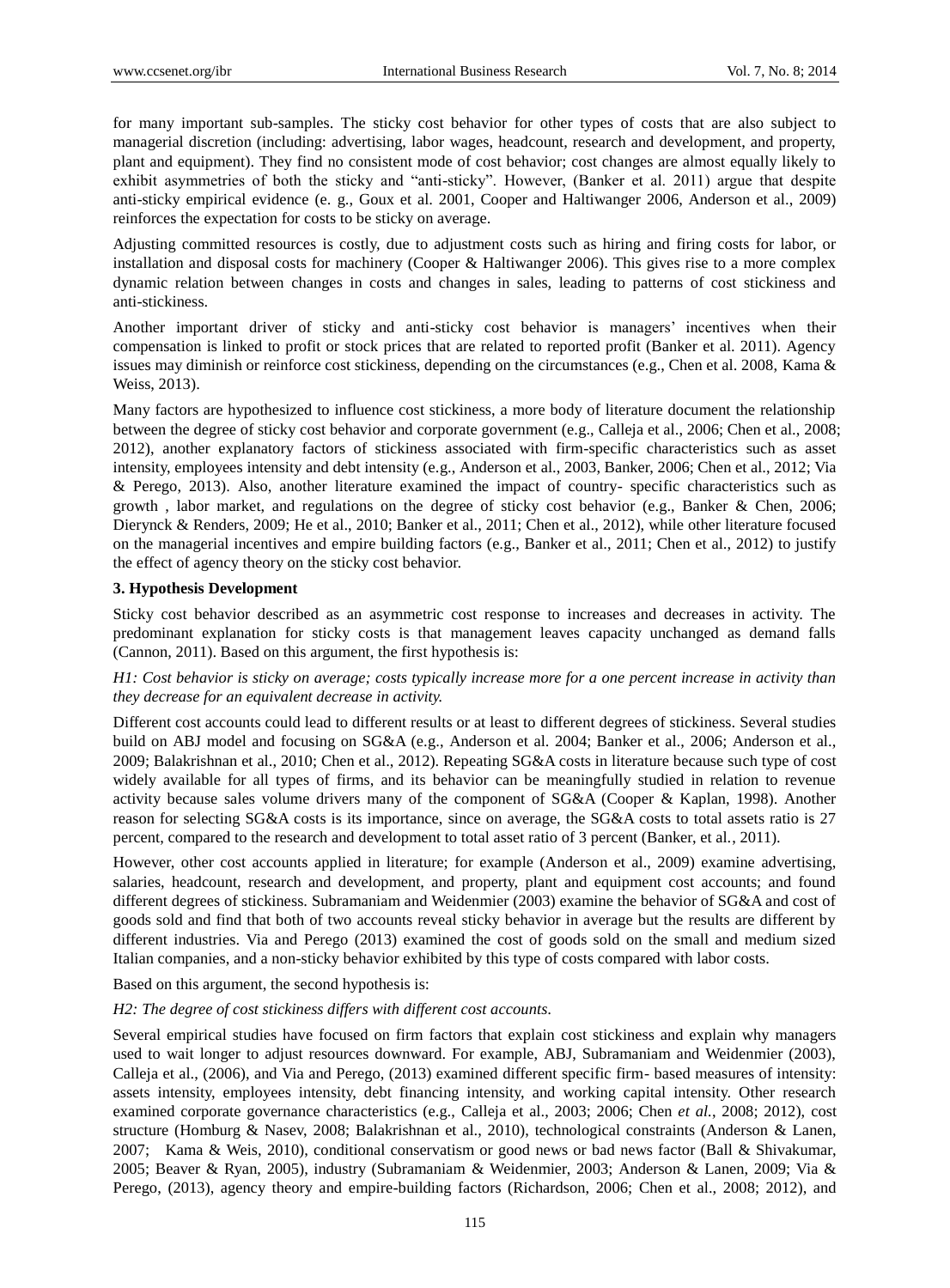for many important sub-samples. The sticky cost behavior for other types of costs that are also subject to managerial discretion (including: advertising, labor wages, headcount, research and development, and property, plant and equipment). They find no consistent mode of cost behavior; cost changes are almost equally likely to exhibit asymmetries of both the sticky and "anti-sticky". However, (Banker et al. 2011) argue that despite anti-sticky empirical evidence (e. g., Goux et al. 2001, Cooper and Haltiwanger 2006, Anderson et al., 2009) reinforces the expectation for costs to be sticky on average.

Adjusting committed resources is costly, due to adjustment costs such as hiring and firing costs for labor, or installation and disposal costs for machinery (Cooper & Haltiwanger 2006). This gives rise to a more complex dynamic relation between changes in costs and changes in sales, leading to patterns of cost stickiness and anti-stickiness.

Another important driver of sticky and anti-sticky cost behavior is managers' incentives when their compensation is linked to profit or stock prices that are related to reported profit (Banker et al. 2011). Agency issues may diminish or reinforce cost stickiness, depending on the circumstances (e.g., Chen et al. 2008, Kama & Weiss, 2013).

Many factors are hypothesized to influence cost stickiness, a more body of literature document the relationship between the degree of sticky cost behavior and corporate government (e.g., Calleja et al., 2006; Chen et al., 2008; 2012), another explanatory factors of stickiness associated with firm-specific characteristics such as asset intensity, employees intensity and debt intensity (e.g., Anderson et al., 2003, Banker, 2006; Chen et al., 2012; Via & Perego, 2013). Also, another literature examined the impact of country- specific characteristics such as growth , labor market, and regulations on the degree of sticky cost behavior (e.g., Banker & Chen, 2006; Dierynck & Renders, 2009; He et al., 2010; Banker et al., 2011; Chen et al., 2012), while other literature focused on the managerial incentives and empire building factors (e.g., Banker et al., 2011; Chen et al., 2012) to justify the effect of agency theory on the sticky cost behavior.

## 3. Hypothesis Development

Sticky cost behavior described as an asymmetric cost response to increases and decreases in activity. The predominant explanation for sticky costs is that management leaves capacity unchanged as demand falls (Cannon, 2011). Based on this argument, the first hypothesis is:

*H1: Cost behavior is sticky on average; costs typically increase more for a one percent increase in activity than they decrease for an equivalent decrease in activity.*

Different cost accounts could lead to different results or at least to different degrees of stickiness. Several studies build on ABJ model and focusing on SG&A (e.g., Anderson et al. 2004; Banker et al., 2006; Anderson et al., 2009; Balakrishnan et al., 2010; Chen et al., 2012). Repeating SG&A costs in literature because such type of cost widely available for all types of firms, and its behavior can be meaningfully studied in relation to revenue activity because sales volume drivers many of the component of SG&A (Cooper & Kaplan, 1998). Another reason for selecting SG&A costs is its importance, since on average, the SG&A costs to total assets ratio is 27 percent, compared to the research and development to total asset ratio of 3 percent (Banker, et al., 2011).

However, other cost accounts applied in literature; for example (Anderson et al., 2009) examine advertising, salaries, headcount, research and development, and property, plant and equipment cost accounts; and found different degrees of stickiness. Subramaniam and Weidenmier (2003) examine the behavior of SG&A and cost of goods sold and find that both of two accounts reveal sticky behavior in average but the results are different by different industries. Via and Perego (2013) examined the cost of goods sold on the small and medium sized Italian companies, and a non-sticky behavior exhibited by this type of costs compared with labor costs.

Based on this argument, the second hypothesis is:

*H2: The degree of cost stickiness differs with different cost accounts.*

Several empirical studies have focused on firm factors that explain cost stickiness and explain why managers used to wait longer to adjust resources downward. For example, ABJ, Subramaniam and Weidenmier (2003), Calleja et al., (2006), and Via and Perego, (2013) examined different specific firm- based measures of intensity: assets intensity, employees intensity, debt financing intensity, and working capital intensity. Other research examined corporate governance characteristics (e.g., Calleja et al., 2003; 2006; Chen *et al.*, 2008; 2012), cost structure (Homburg & Nasev, 2008; Balakrishnan et al., 2010), technological constraints (Anderson & Lanen, 2007; Kama & Weis, 2010), conditional conservatism or good news or bad news factor (Ball & Shivakumar, 2005; Beaver & Ryan, 2005), industry (Subramaniam & Weidenmier, 2003; Anderson & Lanen, 2009; Via & Perego, (2013), agency theory and empire-building factors (Richardson, 2006; Chen et al., 2008; 2012), and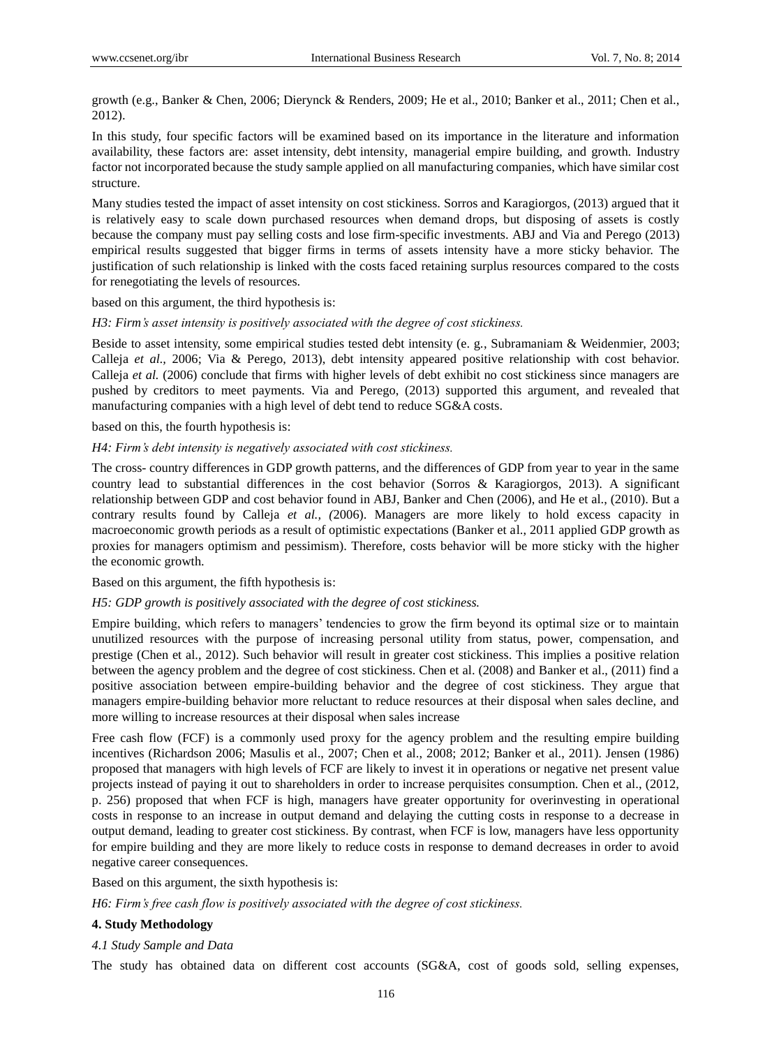growth (e.g., Banker & Chen, 2006; Dierynck & Renders, 2009; He et al., 2010; Banker et al., 2011; Chen et al., 2012).

In this study, four specific factors will be examined based on its importance in the literature and information availability, these factors are: asset intensity, debt intensity, managerial empire building, and growth. Industry factor not incorporated because the study sample applied on all manufacturing companies, which have similar cost structure.

Many studies tested the impact of asset intensity on cost stickiness. Sorros and Karagiorgos, (2013) argued that it is relatively easy to scale down purchased resources when demand drops, but disposing of assets is costly because the company must pay selling costs and lose firm-specific investments. ABJ and Via and Perego (2013) empirical results suggested that bigger firms in terms of assets intensity have a more sticky behavior. The justification of such relationship is linked with the costs faced retaining surplus resources compared to the costs for renegotiating the levels of resources.

based on this argument, the third hypothesis is:

*H3: Firm's asset intensity is positively associated with the degree of cost stickiness.*

Beside to asset intensity, some empirical studies tested debt intensity (e. g., Subramaniam & Weidenmier, 2003; Calleja *et al.,* 2006; Via & Perego, 2013), debt intensity appeared positive relationship with cost behavior. Calleja *et al.* (2006) conclude that firms with higher levels of debt exhibit no cost stickiness since managers are pushed by creditors to meet payments. Via and Perego, (2013) supported this argument, and revealed that manufacturing companies with a high level of debt tend to reduce SG&A costs.

based on this, the fourth hypothesis is:

*H4: Firm's debt intensity is negatively associated with cost stickiness.*

The cross- country differences in GDP growth patterns, and the differences of GDP from year to year in the same country lead to substantial differences in the cost behavior (Sorros & Karagiorgos, 2013). A significant relationship between GDP and cost behavior found in ABJ, Banker and Chen (2006), and He et al., (2010). But a contrary results found by Calleja *et al., (*2006). Managers are more likely to hold excess capacity in macroeconomic growth periods as a result of optimistic expectations (Banker et al., 2011 applied GDP growth as proxies for managers optimism and pessimism). Therefore, costs behavior will be more sticky with the higher the economic growth.

Based on this argument, the fifth hypothesis is:

*H5: GDP growth is positively associated with the degree of cost stickiness.*

Empire building, which refers to managers' tendencies to grow the firm beyond its optimal size or to maintain unutilized resources with the purpose of increasing personal utility from status, power, compensation, and prestige (Chen et al., 2012). Such behavior will result in greater cost stickiness. This implies a positive relation between the agency problem and the degree of cost stickiness. Chen et al. (2008) and Banker et al., (2011) find a positive association between empire-building behavior and the degree of cost stickiness. They argue that managers empire-building behavior more reluctant to reduce resources at their disposal when sales decline, and more willing to increase resources at their disposal when sales increase

Free cash flow (FCF) is a commonly used proxy for the agency problem and the resulting empire building incentives (Richardson 2006; Masulis et al., 2007; Chen et al., 2008; 2012; Banker et al., 2011). Jensen (1986) proposed that managers with high levels of FCF are likely to invest it in operations or negative net present value projects instead of paying it out to shareholders in order to increase perquisites consumption. Chen et al., (2012, p. 256) proposed that when FCF is high, managers have greater opportunity for overinvesting in operational costs in response to an increase in output demand and delaying the cutting costs in response to a decrease in output demand, leading to greater cost stickiness. By contrast, when FCF is low, managers have less opportunity for empire building and they are more likely to reduce costs in response to demand decreases in order to avoid negative career consequences.

Based on this argument, the sixth hypothesis is:

*H6: Firm's free cash flow is positively associated with the degree of cost stickiness.*

## 4. Study Methodology

### *4.1 Study Sample and Data*

The study has obtained data on different cost accounts (SG&A, cost of goods sold, selling expenses,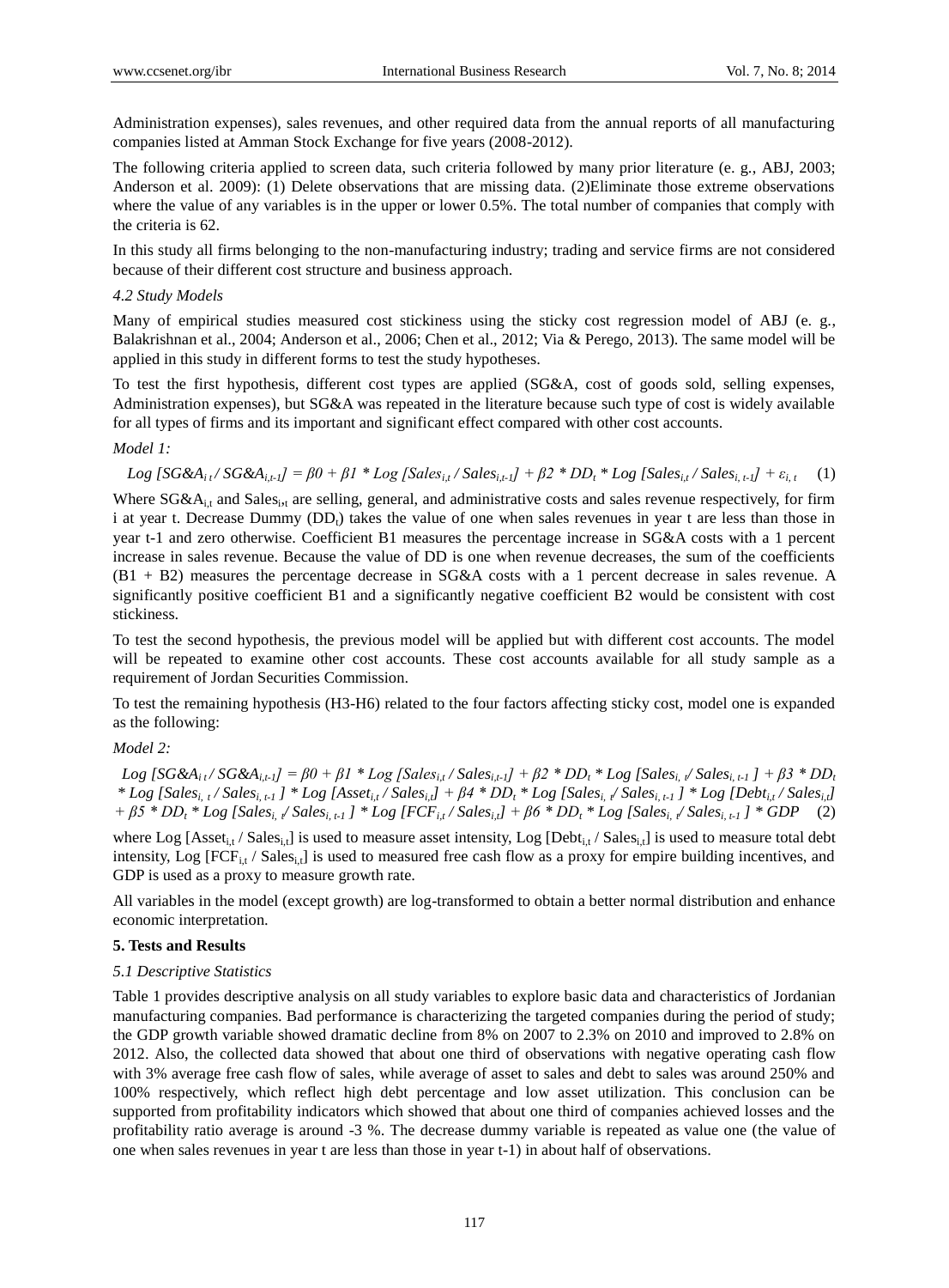Administration expenses), sales revenues, and other required data from the annual reports of all manufacturing companies listed at Amman Stock Exchange for five years (2008-2012).

The following criteria applied to screen data, such criteria followed by many prior literature (e. g., ABJ, 2003; Anderson et al. 2009): (1) Delete observations that are missing data. (2)Eliminate those extreme observations where the value of any variables is in the upper or lower 0.5%. The total number of companies that comply with the criteria is 62.

In this study all firms belonging to the non-manufacturing industry; trading and service firms are not considered because of their different cost structure and business approach.

*4.2 Study Models*

Many of empirical studies measured cost stickiness using the sticky cost regression model of ABJ (e. g., Balakrishnan et al., 2004; Anderson et al., 2006; Chen et al., 2012; Via & Perego, 2013). The same model will be applied in this study in different forms to test the study hypotheses.

To test the first hypothesis, different cost types are applied (SG&A, cost of goods sold, selling expenses, Administration expenses), but SG&A was repeated in the literature because such type of cost is widely available for all types of firms and its important and significant effect compared with other cost accounts.

*Model 1:*

$$Log\ [SG\&A_{i\,t} / SG\&A_{i,t-1}] = \beta 0 + \beta 1 * Log\ [Sales_{i,t} / Sales_{i,t-1}] + \beta 2 * DD_t * Log\ [Sales_{i,t} / Sales_{i,\,t-1}] + \varepsilon_{i,\,t} \quad (1)$$

Where $SG\&A_{i,t}$ and $Sales_{i,t}$ are selling, general, and administrative costs and sales revenue respectively, for firm i at year t. Decrease Dummy ($DD_t$) takes the value of one when sales revenues in year t are less than those in year t-1 and zero otherwise. Coefficient B1 measures the percentage increase in SG&A costs with a 1 percent increase in sales revenue. Because the value of DD is one when revenue decreases, the sum of the coefficients (B1 + B2) measures the percentage decrease in SG&A costs with a 1 percent decrease in sales revenue. A significantly positive coefficient B1 and a significantly negative coefficient B2 would be consistent with cost stickiness.

To test the second hypothesis, the previous model will be applied but with different cost accounts. The model will be repeated to examine other cost accounts. These cost accounts available for all study sample as a requirement of Jordan Securities Commission.

To test the remaining hypothesis (H3-H6) related to the four factors affecting sticky cost, model one is expanded as the following:

*Model 2:*

$$Log\ [SG\&A_{i\,t} / SG\&A_{i,t-1}] = \beta 0 + \beta 1 * Log\ [Sales_{i,t} / Sales_{i,t-1}] + \beta 2 * DD_t * Log\ [Sales_{i,\,t} / Sales_{i,\,t-1}\ ] + \beta 3 * DD_t * Log\ [Sales_{i,\,t} / Sales_{i,\,t-1}\ ] * Log\ [Asset_{i,t} / Sales_{i,t}] + \beta 4 * DD_t * Log\ [Sales_{i,\,t} / Sales_{i,\,t-1}\ ] * Log\ [Debt_{i,t} / Sales_{i,t}] + \beta 5 * DD_t * Log\ [Sales_{i,\,t} / Sales_{i,\,t-1}\ ] * Log\ [FCF_{i,t} / Sales_{i,t}] + \beta 6 * DD_t * Log\ [Sales_{i,\,t} / Sales_{i,\,t-1}\ ] * GDP \quad (2)$$

where Log $[Asset_{i,t} / Sales_{i,t}]$ is used to measure asset intensity, Log $[Debt_{i,t} / Sales_{i,t}]$ is used to measure total debt intensity, Log $[FCF_{i,t} / Sales_{i,t}]$ is used to measured free cash flow as a proxy for empire building incentives, and GDP is used as a proxy to measure growth rate.

All variables in the model (except growth) are log-transformed to obtain a better normal distribution and enhance economic interpretation.

## 5. Tests and Results

*5.1 Descriptive Statistics*

Table 1 provides descriptive analysis on all study variables to explore basic data and characteristics of Jordanian manufacturing companies. Bad performance is characterizing the targeted companies during the period of study; the GDP growth variable showed dramatic decline from 8% on 2007 to 2.3% on 2010 and improved to 2.8% on 2012. Also, the collected data showed that about one third of observations with negative operating cash flow with 3% average free cash flow of sales, while average of asset to sales and debt to sales was around 250% and 100% respectively, which reflect high debt percentage and low asset utilization. This conclusion can be supported from profitability indicators which showed that about one third of companies achieved losses and the profitability ratio average is around -3 %. The decrease dummy variable is repeated as value one (the value of one when sales revenues in year t are less than those in year t-1) in about half of observations.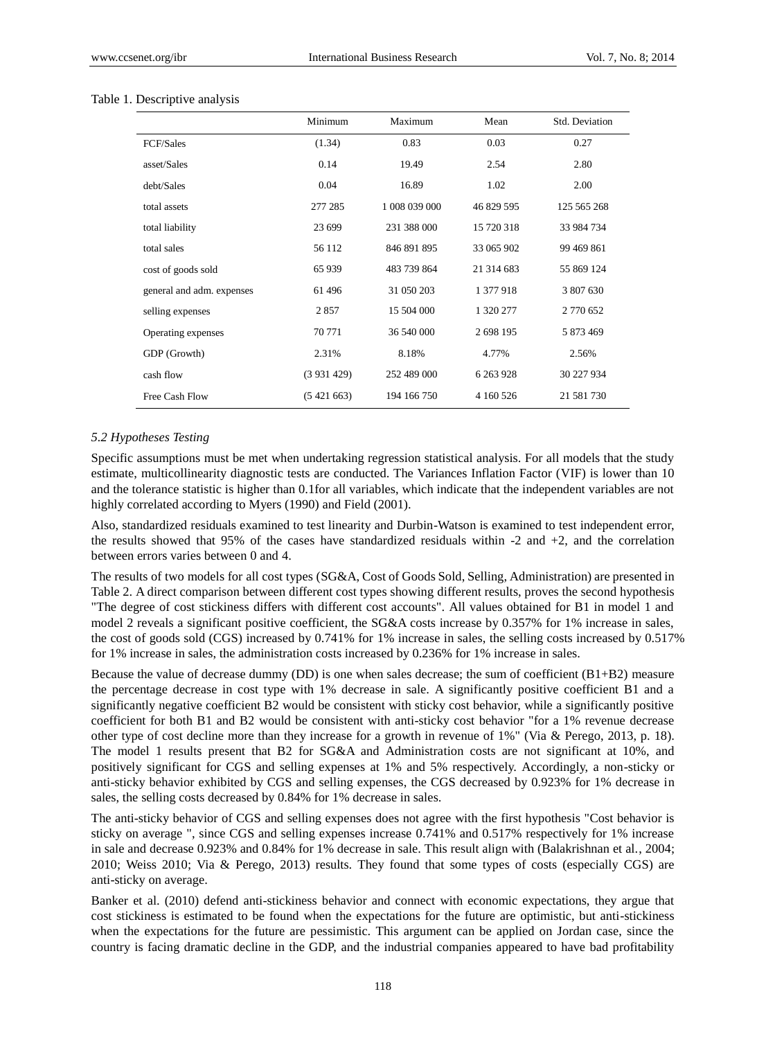Table 1. Descriptive analysis

| | Minimum | Maximum | Mean | Std. Deviation |
|---|---|---|---|---|
| FCF/Sales | (1.34) | 0.83 | 0.03 | 0.27 |
| asset/Sales | 0.14 | 19.49 | 2.54 | 2.80 |
| debt/Sales | 0.04 | 16.89 | 1.02 | 2.00 |
| total assets | 277 285 | 1 008 039 000 | 46 829 595 | 125 565 268 |
| total liability | 23 699 | 231 388 000 | 15 720 318 | 33 984 734 |
| total sales | 56 112 | 846 891 895 | 33 065 902 | 99 469 861 |
| cost of goods sold | 65 939 | 483 739 864 | 21 314 683 | 55 869 124 |
| general and adm. expenses | 61 496 | 31 050 203 | 1 377 918 | 3 807 630 |
| selling expenses | 2 857 | 15 504 000 | 1 320 277 | 2 770 652 |
| Operating expenses | 70 771 | 36 540 000 | 2 698 195 | 5 873 469 |
| GDP (Growth) | 2.31% | 8.18% | 4.77% | 2.56% |
| cash flow | (3 931 429) | 252 489 000 | 6 263 928 | 30 227 934 |
| Free Cash Flow | (5 421 663) | 194 166 750 | 4 160 526 | 21 581 730 |

### *5.2 Hypotheses Testing*

Specific assumptions must be met when undertaking regression statistical analysis. For all models that the study estimate, multicollinearity diagnostic tests are conducted. The Variances Inflation Factor (VIF) is lower than 10 and the tolerance statistic is higher than 0.1for all variables, which indicate that the independent variables are not highly correlated according to Myers (1990) and Field (2001).

Also, standardized residuals examined to test linearity and Durbin-Watson is examined to test independent error, the results showed that 95% of the cases have standardized residuals within -2 and +2, and the correlation between errors varies between 0 and 4.

The results of two models for all cost types (SG&A, Cost of Goods Sold, Selling, Administration) are presented in Table 2. A direct comparison between different cost types showing different results, proves the second hypothesis "The degree of cost stickiness differs with different cost accounts". All values obtained for B1 in model 1 and model 2 reveals a significant positive coefficient, the SG&A costs increase by 0.357% for 1% increase in sales, the cost of goods sold (CGS) increased by 0.741% for 1% increase in sales, the selling costs increased by 0.517% for 1% increase in sales, the administration costs increased by 0.236% for 1% increase in sales.

Because the value of decrease dummy (DD) is one when sales decrease; the sum of coefficient (B1+B2) measure the percentage decrease in cost type with 1% decrease in sale. A significantly positive coefficient B1 and a significantly negative coefficient B2 would be consistent with sticky cost behavior, while a significantly positive coefficient for both B1 and B2 would be consistent with anti-sticky cost behavior "for a 1% revenue decrease other type of cost decline more than they increase for a growth in revenue of 1%" (Via & Perego, 2013, p. 18). The model 1 results present that B2 for SG&A and Administration costs are not significant at 10%, and positively significant for CGS and selling expenses at 1% and 5% respectively. Accordingly, a non-sticky or anti-sticky behavior exhibited by CGS and selling expenses, the CGS decreased by 0.923% for 1% decrease in sales, the selling costs decreased by 0.84% for 1% decrease in sales.

The anti-sticky behavior of CGS and selling expenses does not agree with the first hypothesis "Cost behavior is sticky on average ", since CGS and selling expenses increase 0.741% and 0.517% respectively for 1% increase in sale and decrease 0.923% and 0.84% for 1% decrease in sale. This result align with (Balakrishnan et al., 2004; 2010; Weiss 2010; Via & Perego, 2013) results. They found that some types of costs (especially CGS) are anti-sticky on average.

Banker et al. (2010) defend anti-stickiness behavior and connect with economic expectations, they argue that cost stickiness is estimated to be found when the expectations for the future are optimistic, but anti-stickiness when the expectations for the future are pessimistic. This argument can be applied on Jordan case, since the country is facing dramatic decline in the GDP, and the industrial companies appeared to have bad profitability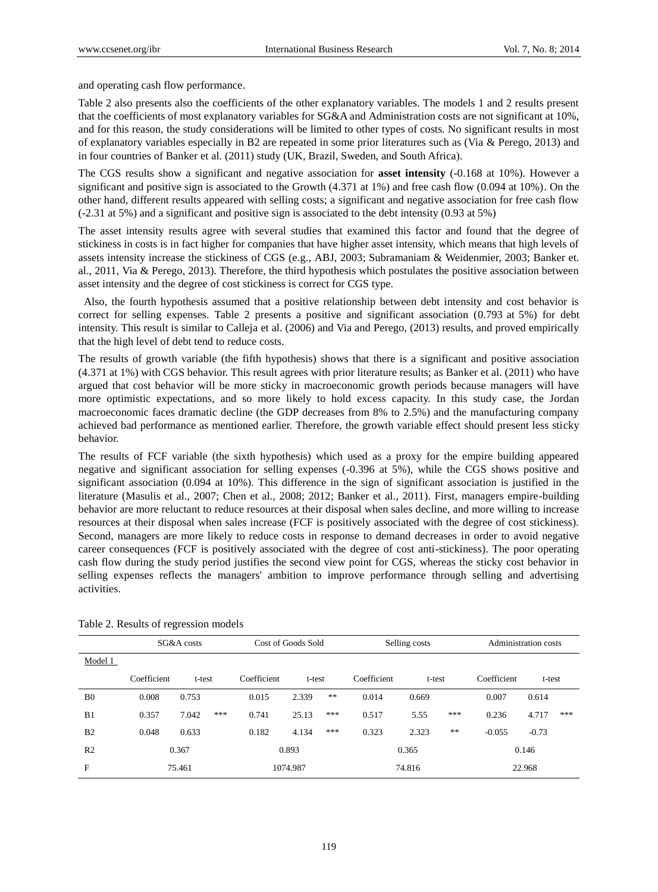and operating cash flow performance.

Table 2 also presents also the coefficients of the other explanatory variables. The models 1 and 2 results present that the coefficients of most explanatory variables for SG&A and Administration costs are not significant at 10%, and for this reason, the study considerations will be limited to other types of costs. No significant results in most of explanatory variables especially in B2 are repeated in some prior literatures such as (Via & Perego, 2013) and in four countries of Banker et al. (2011) study (UK, Brazil, Sweden, and South Africa).

The CGS results show a significant and negative association for **asset intensity** (-0.168 at 10%). However a significant and positive sign is associated to the Growth (4.371 at 1%) and free cash flow (0.094 at 10%). On the other hand, different results appeared with selling costs; a significant and negative association for free cash flow (-2.31 at 5%) and a significant and positive sign is associated to the debt intensity (0.93 at 5%)

The asset intensity results agree with several studies that examined this factor and found that the degree of stickiness in costs is in fact higher for companies that have higher asset intensity, which means that high levels of assets intensity increase the stickiness of CGS (e.g., ABJ, 2003; Subramaniam & Weidenmier, 2003; Banker et. al., 2011, Via & Perego, 2013). Therefore, the third hypothesis which postulates the positive association between asset intensity and the degree of cost stickiness is correct for CGS type.

Also, the fourth hypothesis assumed that a positive relationship between debt intensity and cost behavior is correct for selling expenses. Table 2 presents a positive and significant association (0.793 at 5%) for debt intensity. This result is similar to Calleja et al. (2006) and Via and Perego, (2013) results, and proved empirically that the high level of debt tend to reduce costs.

The results of growth variable (the fifth hypothesis) shows that there is a significant and positive association (4.371 at 1%) with CGS behavior. This result agrees with prior literature results; as Banker et al. (2011) who have argued that cost behavior will be more sticky in macroeconomic growth periods because managers will have more optimistic expectations, and so more likely to hold excess capacity. In this study case, the Jordan macroeconomic faces dramatic decline (the GDP decreases from 8% to 2.5%) and the manufacturing company achieved bad performance as mentioned earlier. Therefore, the growth variable effect should present less sticky behavior.

The results of FCF variable (the sixth hypothesis) which used as a proxy for the empire building appeared negative and significant association for selling expenses (-0.396 at 5%), while the CGS shows positive and significant association (0.094 at 10%). This difference in the sign of significant association is justified in the literature (Masulis et al., 2007; Chen et al., 2008; 2012; Banker et al., 2011). First, managers empire-building behavior are more reluctant to reduce resources at their disposal when sales decline, and more willing to increase resources at their disposal when sales increase (FCF is positively associated with the degree of cost stickiness). Second, managers are more likely to reduce costs in response to demand decreases in order to avoid negative career consequences (FCF is positively associated with the degree of cost anti-stickiness). The poor operating cash flow during the study period justifies the second view point for CGS, whereas the sticky cost behavior in selling expenses reflects the managers' ambition to improve performance through selling and advertising activities.

Table 2. Results of regression models

| | SG&A costs | | | Cost of Goods Sold | | | Selling costs | | | Administration costs | | |
|---|---|---|---|---|---|---|---|---|---|---|---|---|
| Model 1 | | | | | | | | | | | | |
| | Coefficient | t-test | | Coefficient | t-test | | Coefficient | t-test | | Coefficient | t-test | |
| B0 | 0.008 | 0.753 | | 0.015 | 2.339 | ** | 0.014 | 0.669 | | 0.007 | 0.614 | |
| B1 | 0.357 | 7.042 | *** | 0.741 | 25.13 | *** | 0.517 | 5.55 | *** | 0.236 | 4.717 | *** |
| B2 | 0.048 | 0.633 | | 0.182 | 4.134 | *** | 0.323 | 2.323 | ** | -0.055 | -0.73 | |
| R2 | 0.367 | | | 0.893 | | | 0.365 | | | 0.146 | | |
| F | 75.461 | | | 1074.987 | | | 74.816 | | | 22.968 | | |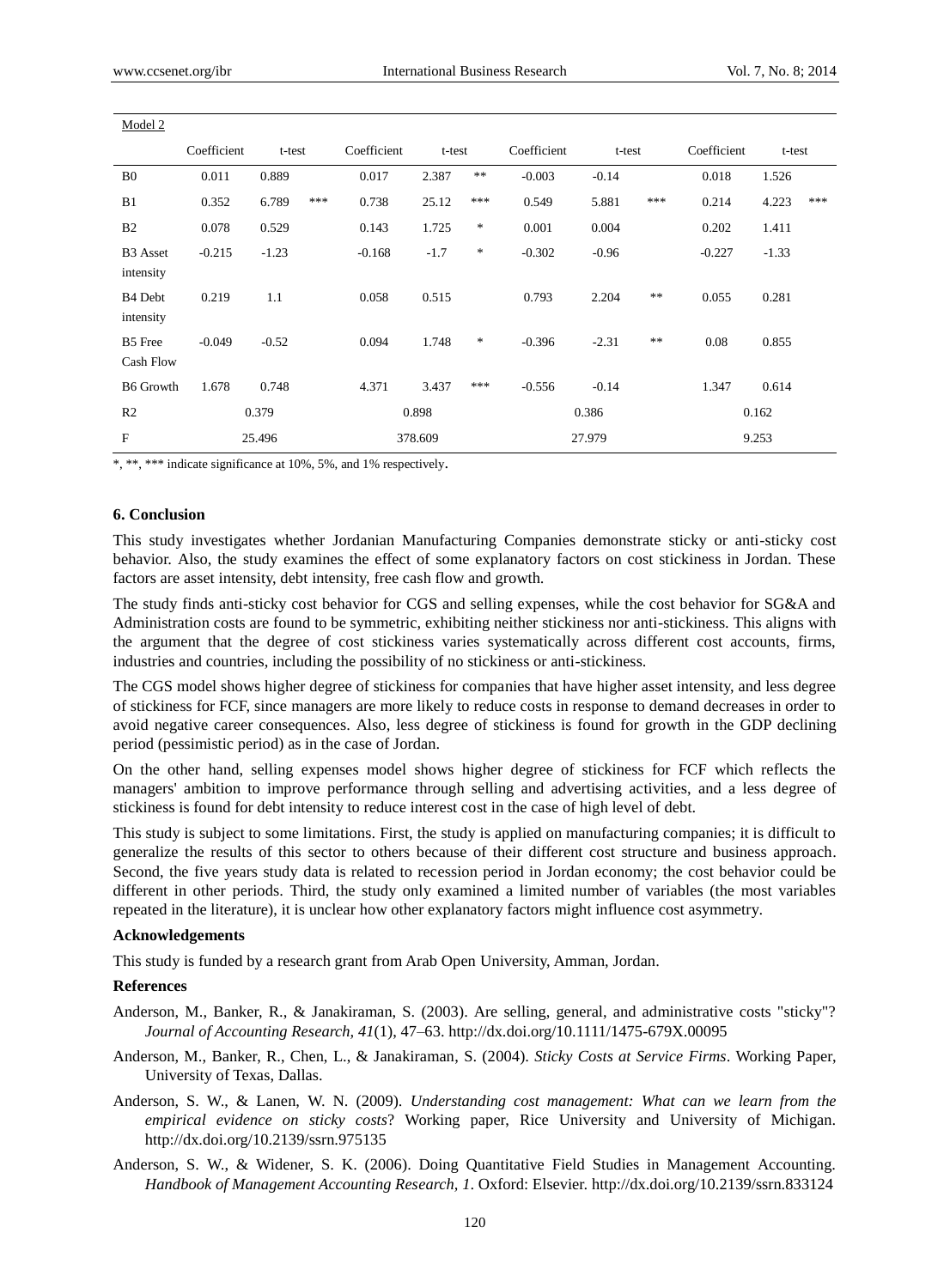Model 2

| | Coefficient | t-test | | Coefficient | t-test | | Coefficient | t-test | | Coefficient | t-test | |
|---|---|---|---|---|---|---|---|---|---|---|---|---|
| B0 | 0.011 | 0.889 | | 0.017 | 2.387 | ** | -0.003 | -0.14 | | 0.018 | 1.526 | |
| B1 | 0.352 | 6.789 | *** | 0.738 | 25.12 | *** | 0.549 | 5.881 | *** | 0.214 | 4.223 | *** |
| B2 | 0.078 | 0.529 | | 0.143 | 1.725 | * | 0.001 | 0.004 | | 0.202 | 1.411 | |
| B3 Asset intensity | -0.215 | -1.23 | | -0.168 | -1.7 | * | -0.302 | -0.96 | | -0.227 | -1.33 | |
| B4 Debt intensity | 0.219 | 1.1 | | 0.058 | 0.515 | | 0.793 | 2.204 | ** | 0.055 | 0.281 | |
| B5 Free Cash Flow | -0.049 | -0.52 | | 0.094 | 1.748 | * | -0.396 | -2.31 | ** | 0.08 | 0.855 | |
| B6 Growth | 1.678 | 0.748 | | 4.371 | 3.437 | *** | -0.556 | -0.14 | | 1.347 | 0.614 | |
| R2 | 0.379 | | | 0.898 | | | 0.386 | | | 0.162 | | |
| F | 25.496 | | | 378.609 | | | 27.979 | | | 9.253 | | |

*, **, *** indicate significance at 10%, 5%, and 1% respectively.

## 6. Conclusion

This study investigates whether Jordanian Manufacturing Companies demonstrate sticky or anti-sticky cost behavior. Also, the study examines the effect of some explanatory factors on cost stickiness in Jordan. These factors are asset intensity, debt intensity, free cash flow and growth.

The study finds anti-sticky cost behavior for CGS and selling expenses, while the cost behavior for SG&A and Administration costs are found to be symmetric, exhibiting neither stickiness nor anti-stickiness. This aligns with the argument that the degree of cost stickiness varies systematically across different cost accounts, firms, industries and countries, including the possibility of no stickiness or anti-stickiness.

The CGS model shows higher degree of stickiness for companies that have higher asset intensity, and less degree of stickiness for FCF, since managers are more likely to reduce costs in response to demand decreases in order to avoid negative career consequences. Also, less degree of stickiness is found for growth in the GDP declining period (pessimistic period) as in the case of Jordan.

On the other hand, selling expenses model shows higher degree of stickiness for FCF which reflects the managers' ambition to improve performance through selling and advertising activities, and a less degree of stickiness is found for debt intensity to reduce interest cost in the case of high level of debt.

This study is subject to some limitations. First, the study is applied on manufacturing companies; it is difficult to generalize the results of this sector to others because of their different cost structure and business approach. Second, the five years study data is related to recession period in Jordan economy; the cost behavior could be different in other periods. Third, the study only examined a limited number of variables (the most variables repeated in the literature), it is unclear how other explanatory factors might influence cost asymmetry.

### Acknowledgements

This study is funded by a research grant from Arab Open University, Amman, Jordan.

### References

Anderson, M., Banker, R., & Janakiraman, S. (2003). Are selling, general, and administrative costs "sticky"? *Journal of Accounting Research, 41*(1), 47–63. http://dx.doi.org/10.1111/1475-679X.00095

Anderson, M., Banker, R., Chen, L., & Janakiraman, S. (2004). *Sticky Costs at Service Firms*. Working Paper, University of Texas, Dallas.

Anderson, S. W., & Lanen, W. N. (2009). *Understanding cost management: What can we learn from the empirical evidence on sticky costs*? Working paper, Rice University and University of Michigan. http://dx.doi.org/10.2139/ssrn.975135

Anderson, S. W., & Widener, S. K. (2006). Doing Quantitative Field Studies in Management Accounting. *Handbook of Management Accounting Research, 1*. Oxford: Elsevier. http://dx.doi.org/10.2139/ssrn.833124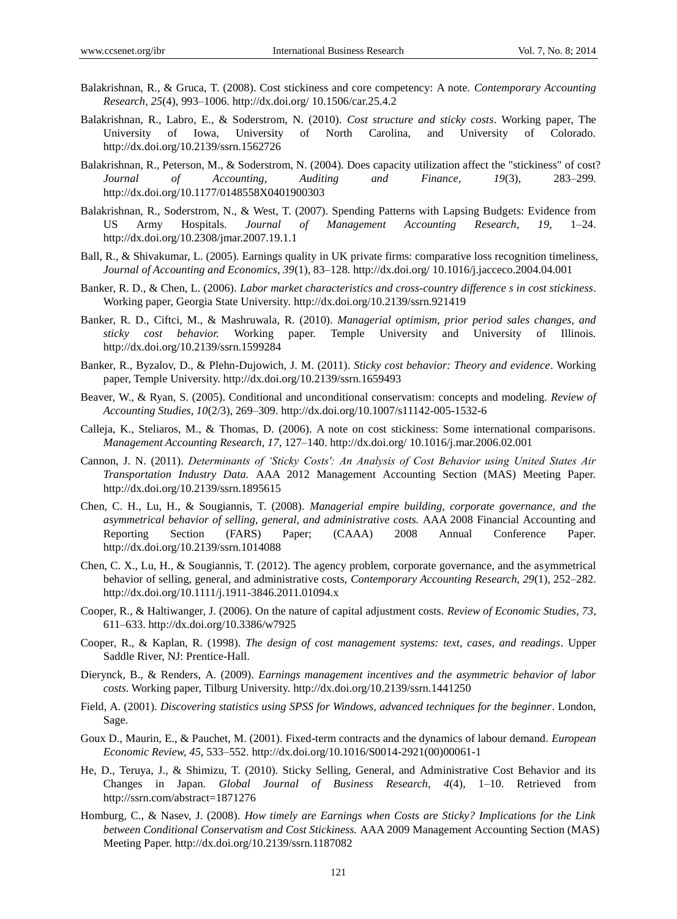Balakrishnan, R., & Gruca, T. (2008). Cost stickiness and core competency: A note. *Contemporary Accounting Research, 25*(4), 993–1006. http://dx.doi.org/ 10.1506/car.25.4.2

Balakrishnan, R., Labro, E., & Soderstrom, N. (2010). *Cost structure and sticky costs*. Working paper, The University of Iowa, University of North Carolina, and University of Colorado. http://dx.doi.org/10.2139/ssrn.1562726

Balakrishnan, R., Peterson, M., & Soderstrom, N. (2004). Does capacity utilization affect the "stickiness" of cost? *Journal of Accounting, Auditing and Finance, 19*(3), 283–299. http://dx.doi.org/10.1177/0148558X0401900303

Balakrishnan, R., Soderstrom, N., & West, T. (2007). Spending Patterns with Lapsing Budgets: Evidence from US Army Hospitals. *Journal of Management Accounting Research, 19*, 1–24. http://dx.doi.org/10.2308/jmar.2007.19.1.1

Ball, R., & Shivakumar, L. (2005). Earnings quality in UK private firms: comparative loss recognition timeliness, *Journal of Accounting and Economics, 39*(1), 83–128. http://dx.doi.org/ 10.1016/j.jacceco.2004.04.001

Banker, R. D., & Chen, L. (2006). *Labor market characteristics and cross-country difference s in cost stickiness*. Working paper, Georgia State University. http://dx.doi.org/10.2139/ssrn.921419

Banker, R. D., Ciftci, M., & Mashruwala, R. (2010). *Managerial optimism, prior period sales changes, and sticky cost behavior.* Working paper. Temple University and University of Illinois. http://dx.doi.org/10.2139/ssrn.1599284

Banker, R., Byzalov, D., & Plehn-Dujowich, J. M. (2011). *Sticky cost behavior: Theory and evidence*. Working paper, Temple University. http://dx.doi.org/10.2139/ssrn.1659493

Beaver, W., & Ryan, S. (2005). Conditional and unconditional conservatism: concepts and modeling. *Review of Accounting Studies, 10*(2/3), 269–309. http://dx.doi.org/10.1007/s11142-005-1532-6

Calleja, K., Steliaros, M., & Thomas, D. (2006). A note on cost stickiness: Some international comparisons. *Management Accounting Research, 17*, 127–140. http://dx.doi.org/ 10.1016/j.mar.2006.02.001

Cannon, J. N. (2011). *Determinants of 'Sticky Costs': An Analysis of Cost Behavior using United States Air Transportation Industry Data.* AAA 2012 Management Accounting Section (MAS) Meeting Paper. http://dx.doi.org/10.2139/ssrn.1895615

Chen, C. H., Lu, H., & Sougiannis, T. (2008). *Managerial empire building, corporate governance, and the asymmetrical behavior of selling, general, and administrative costs.* AAA 2008 Financial Accounting and Reporting Section (FARS) Paper; (CAAA) 2008 Annual Conference Paper. http://dx.doi.org/10.2139/ssrn.1014088

Chen, C. X., Lu, H., & Sougiannis, T. (2012). The agency problem, corporate governance, and the asymmetrical behavior of selling, general, and administrative costs, *Contemporary Accounting Research, 29*(1), 252–282. http://dx.doi.org/10.1111/j.1911-3846.2011.01094.x

Cooper, R., & Haltiwanger, J. (2006). On the nature of capital adjustment costs. *Review of Economic Studies, 73*, 611–633. http://dx.doi.org/10.3386/w7925

Cooper, R., & Kaplan, R. (1998). *The design of cost management systems: text, cases, and readings*. Upper Saddle River, NJ: Prentice-Hall.

Dierynck, B., & Renders, A. (2009). *Earnings management incentives and the asymmetric behavior of labor costs*. Working paper, Tilburg University. http://dx.doi.org/10.2139/ssrn.1441250

Field, A. (2001). *Discovering statistics using SPSS for Windows, advanced techniques for the beginner*. London, Sage.

Goux D., Maurin, E., & Pauchet, M. (2001). Fixed-term contracts and the dynamics of labour demand. *European Economic Review, 45*, 533–552. http://dx.doi.org/10.1016/S0014-2921(00)00061-1

He, D., Teruya, J., & Shimizu, T. (2010). Sticky Selling, General, and Administrative Cost Behavior and its Changes in Japan. *Global Journal of Business Research, 4*(4), 1–10. Retrieved from http://ssrn.com/abstract=1871276

Homburg, C., & Nasev, J. (2008). *How timely are Earnings when Costs are Sticky? Implications for the Link between Conditional Conservatism and Cost Stickiness.* AAA 2009 Management Accounting Section (MAS) Meeting Paper. http://dx.doi.org/10.2139/ssrn.1187082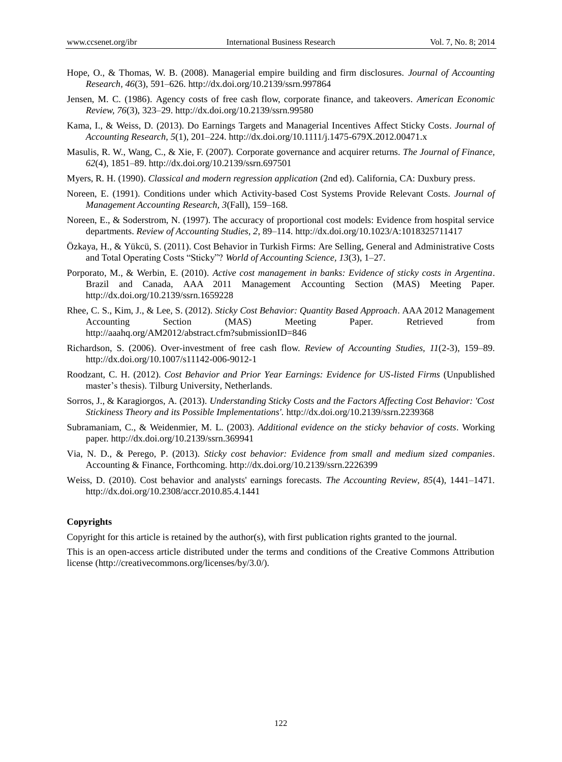Hope, O., & Thomas, W. B. (2008). Managerial empire building and firm disclosures. *Journal of Accounting Research, 46*(3), 591–626. http://dx.doi.org/10.2139/ssrn.997864

Jensen, M. C. (1986). Agency costs of free cash flow, corporate finance, and takeovers. *American Economic Review, 76*(3), 323–29. http://dx.doi.org/10.2139/ssrn.99580

Kama, I., & Weiss, D. (2013). Do Earnings Targets and Managerial Incentives Affect Sticky Costs. *Journal of Accounting Research, 5*(1), 201–224. http://dx.doi.org/10.1111/j.1475-679X.2012.00471.x

Masulis, R. W., Wang, C., & Xie, F. (2007). Corporate governance and acquirer returns. *The Journal of Finance, 62*(4), 1851–89. http://dx.doi.org/10.2139/ssrn.697501

Myers, R. H. (1990). *Classical and modern regression application* (2nd ed). California, CA: Duxbury press.

Noreen, E. (1991). Conditions under which Activity-based Cost Systems Provide Relevant Costs. *Journal of Management Accounting Research, 3*(Fall), 159–168.

Noreen, E., & Soderstrom, N. (1997). The accuracy of proportional cost models: Evidence from hospital service departments. *Review of Accounting Studies, 2*, 89–114. http://dx.doi.org/10.1023/A:1018325711417

Özkaya, H., & Yükcü, S. (2011). Cost Behavior in Turkish Firms: Are Selling, General and Administrative Costs and Total Operating Costs "Sticky"? *World of Accounting Science, 13*(3), 1–27.

Porporato, M., & Werbin, E. (2010). *Active cost management in banks: Evidence of sticky costs in Argentina*. Brazil and Canada, AAA 2011 Management Accounting Section (MAS) Meeting Paper. http://dx.doi.org/10.2139/ssrn.1659228

Rhee, C. S., Kim, J., & Lee, S. (2012). *Sticky Cost Behavior: Quantity Based Approach*. AAA 2012 Management Accounting Section (MAS) Meeting Paper. Retrieved from http://aaahq.org/AM2012/abstract.cfm?submissionID=846

Richardson, S. (2006). Over-investment of free cash flow. *Review of Accounting Studies, 11*(2-3), 159–89. http://dx.doi.org/10.1007/s11142-006-9012-1

Roodzant, C. H. (2012). *Cost Behavior and Prior Year Earnings: Evidence for US-listed Firms* (Unpublished master's thesis). Tilburg University, Netherlands.

Sorros, J., & Karagiorgos, A. (2013). *Understanding Sticky Costs and the Factors Affecting Cost Behavior: 'Cost Stickiness Theory and its Possible Implementations'*. http://dx.doi.org/10.2139/ssrn.2239368

Subramaniam, C., & Weidenmier, M. L. (2003). *Additional evidence on the sticky behavior of costs*. Working paper. http://dx.doi.org/10.2139/ssrn.369941

Via, N. D., & Perego, P. (2013). *Sticky cost behavior: Evidence from small and medium sized companies*. Accounting & Finance, Forthcoming. http://dx.doi.org/10.2139/ssrn.2226399

Weiss, D. (2010). Cost behavior and analysts' earnings forecasts. *The Accounting Review, 85*(4), 1441–1471. http://dx.doi.org/10.2308/accr.2010.85.4.1441

**Copyrights**

Copyright for this article is retained by the author(s), with first publication rights granted to the journal.

This is an open-access article distributed under the terms and conditions of the Creative Commons Attribution license (http://creativecommons.org/licenses/by/3.0/).